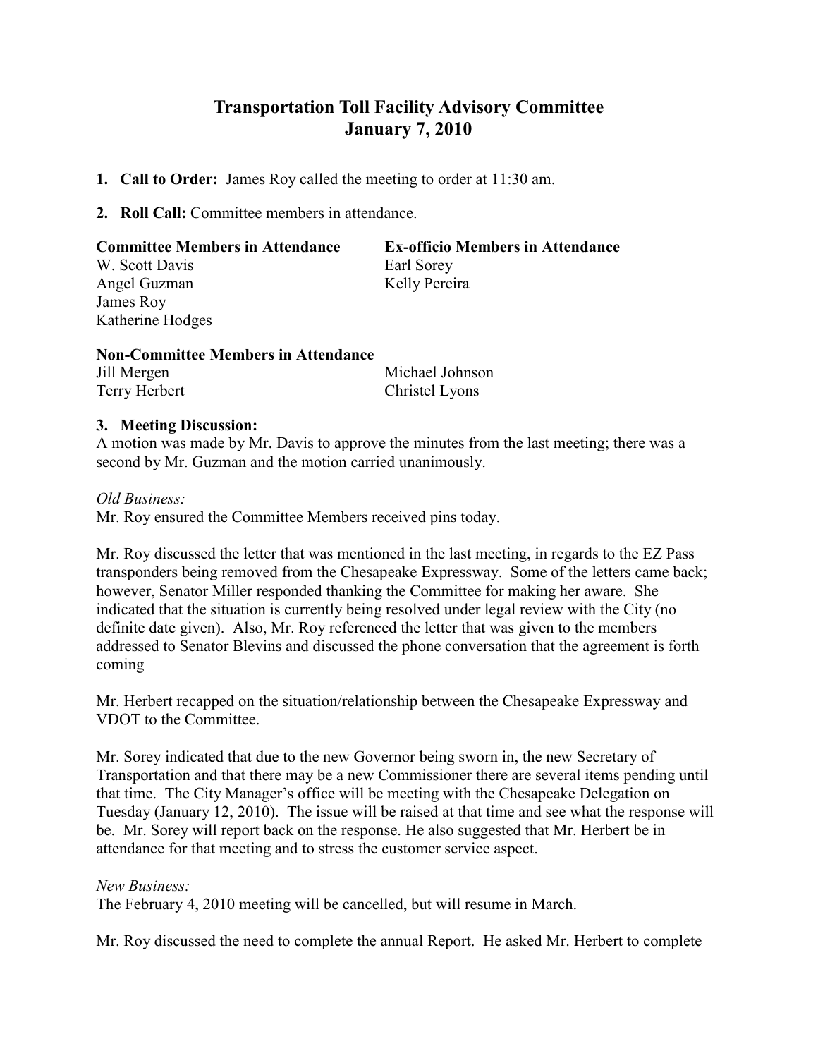# Transportation Toll Facility Advisory Committee
# January 7, 2010

1. **Call to Order:** James Roy called the meeting to order at 11:30 am.

2. **Roll Call:** Committee members in attendance.

| **Committee Members in Attendance** | **Ex-officio Members in Attendance** |
|---|---|
| W. Scott Davis | Earl Sorey |
| Angel Guzman | Kelly Pereira |
| James Roy | |
| Katherine Hodges | |

**Non-Committee Members in Attendance**

| | |
|---|---|
| Jill Mergen | Michael Johnson |
| Terry Herbert | Christel Lyons |

3. **Meeting Discussion:**

A motion was made by Mr. Davis to approve the minutes from the last meeting; there was a second by Mr. Guzman and the motion carried unanimously.

*Old Business:*

Mr. Roy ensured the Committee Members received pins today.

Mr. Roy discussed the letter that was mentioned in the last meeting, in regards to the EZ Pass transponders being removed from the Chesapeake Expressway. Some of the letters came back; however, Senator Miller responded thanking the Committee for making her aware. She indicated that the situation is currently being resolved under legal review with the City (no definite date given). Also, Mr. Roy referenced the letter that was given to the members addressed to Senator Blevins and discussed the phone conversation that the agreement is forth coming

Mr. Herbert recapped on the situation/relationship between the Chesapeake Expressway and VDOT to the Committee.

Mr. Sorey indicated that due to the new Governor being sworn in, the new Secretary of Transportation and that there may be a new Commissioner there are several items pending until that time. The City Manager's office will be meeting with the Chesapeake Delegation on Tuesday (January 12, 2010). The issue will be raised at that time and see what the response will be. Mr. Sorey will report back on the response. He also suggested that Mr. Herbert be in attendance for that meeting and to stress the customer service aspect.

*New Business:*

The February 4, 2010 meeting will be cancelled, but will resume in March.

Mr. Roy discussed the need to complete the annual Report. He asked Mr. Herbert to complete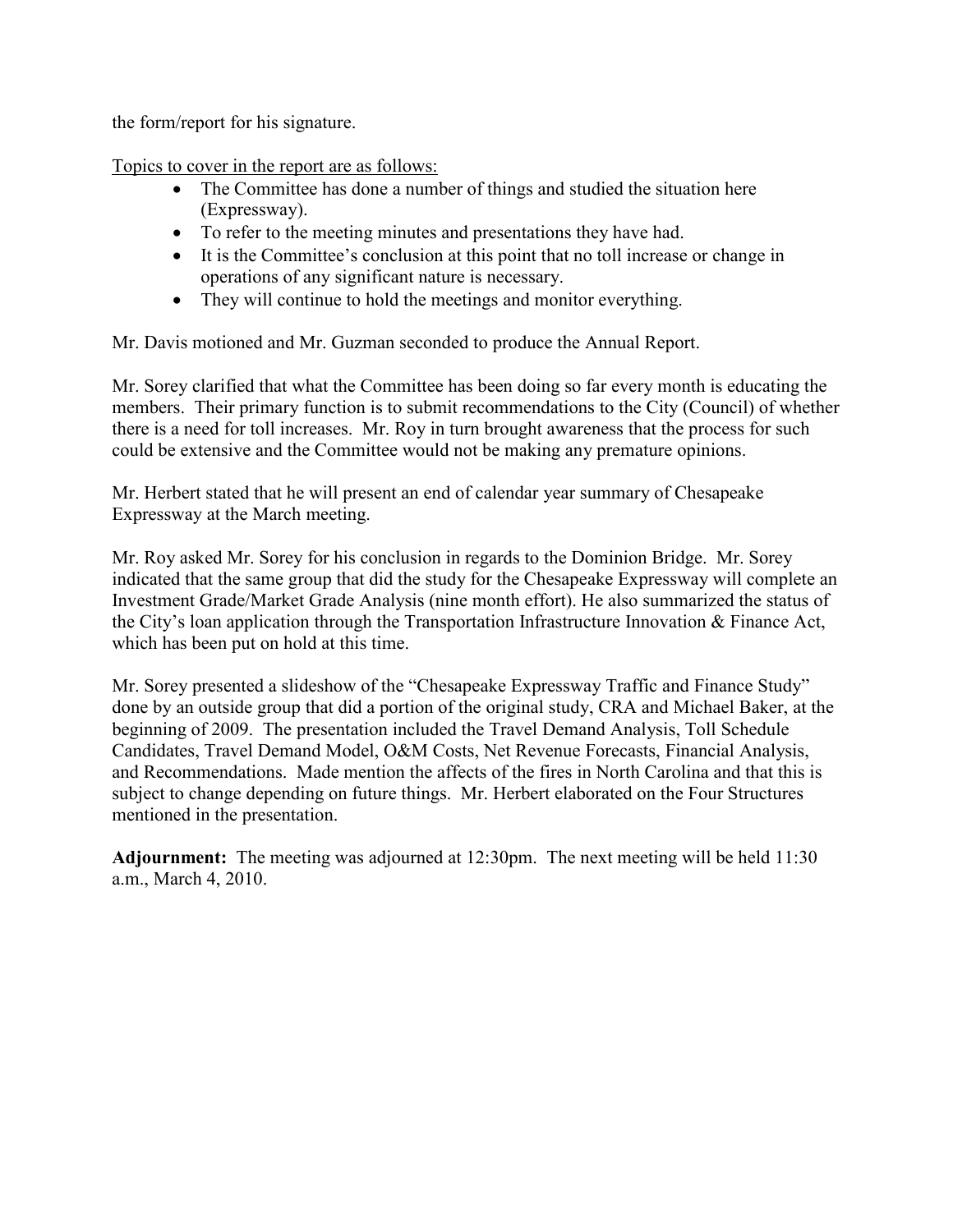the form/report for his signature.

<u>Topics to cover in the report are as follows:</u>

- The Committee has done a number of things and studied the situation here (Expressway).
- To refer to the meeting minutes and presentations they have had.
- It is the Committee's conclusion at this point that no toll increase or change in operations of any significant nature is necessary.
- They will continue to hold the meetings and monitor everything.

Mr. Davis motioned and Mr. Guzman seconded to produce the Annual Report.

Mr. Sorey clarified that what the Committee has been doing so far every month is educating the members. Their primary function is to submit recommendations to the City (Council) of whether there is a need for toll increases. Mr. Roy in turn brought awareness that the process for such could be extensive and the Committee would not be making any premature opinions.

Mr. Herbert stated that he will present an end of calendar year summary of Chesapeake Expressway at the March meeting.

Mr. Roy asked Mr. Sorey for his conclusion in regards to the Dominion Bridge. Mr. Sorey indicated that the same group that did the study for the Chesapeake Expressway will complete an Investment Grade/Market Grade Analysis (nine month effort). He also summarized the status of the City's loan application through the Transportation Infrastructure Innovation & Finance Act, which has been put on hold at this time.

Mr. Sorey presented a slideshow of the "Chesapeake Expressway Traffic and Finance Study" done by an outside group that did a portion of the original study, CRA and Michael Baker, at the beginning of 2009. The presentation included the Travel Demand Analysis, Toll Schedule Candidates, Travel Demand Model, O&M Costs, Net Revenue Forecasts, Financial Analysis, and Recommendations. Made mention the affects of the fires in North Carolina and that this is subject to change depending on future things. Mr. Herbert elaborated on the Four Structures mentioned in the presentation.

**Adjournment:** The meeting was adjourned at 12:30pm. The next meeting will be held 11:30 a.m., March 4, 2010.